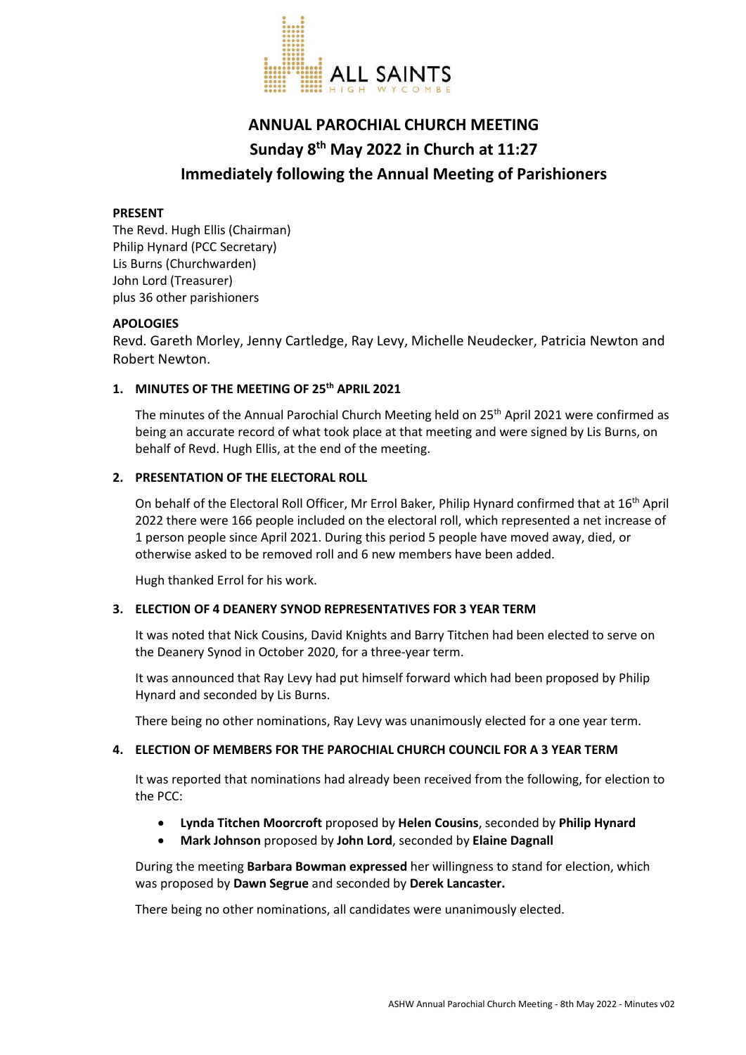ALL SAINTS
HIGH WYCOMBE

# ANNUAL PAROCHIAL CHURCH MEETING
# Sunday 8th May 2022 in Church at 11:27
# Immediately following the Annual Meeting of Parishioners

**PRESENT**

The Revd. Hugh Ellis (Chairman)
Philip Hynard (PCC Secretary)
Lis Burns (Churchwarden)
John Lord (Treasurer)
plus 36 other parishioners

**APOLOGIES**

Revd. Gareth Morley, Jenny Cartledge, Ray Levy, Michelle Neudecker, Patricia Newton and Robert Newton.

**1. MINUTES OF THE MEETING OF 25th APRIL 2021**

The minutes of the Annual Parochial Church Meeting held on 25th April 2021 were confirmed as being an accurate record of what took place at that meeting and were signed by Lis Burns, on behalf of Revd. Hugh Ellis, at the end of the meeting.

**2. PRESENTATION OF THE ELECTORAL ROLL**

On behalf of the Electoral Roll Officer, Mr Errol Baker, Philip Hynard confirmed that at 16th April 2022 there were 166 people included on the electoral roll, which represented a net increase of 1 person people since April 2021. During this period 5 people have moved away, died, or otherwise asked to be removed roll and 6 new members have been added.

Hugh thanked Errol for his work.

**3. ELECTION OF 4 DEANERY SYNOD REPRESENTATIVES FOR 3 YEAR TERM**

It was noted that Nick Cousins, David Knights and Barry Titchen had been elected to serve on the Deanery Synod in October 2020, for a three-year term.

It was announced that Ray Levy had put himself forward which had been proposed by Philip Hynard and seconded by Lis Burns.

There being no other nominations, Ray Levy was unanimously elected for a one year term.

**4. ELECTION OF MEMBERS FOR THE PAROCHIAL CHURCH COUNCIL FOR A 3 YEAR TERM**

It was reported that nominations had already been received from the following, for election to the PCC:

- **Lynda Titchen Moorcroft** proposed by **Helen Cousins**, seconded by **Philip Hynard**
- **Mark Johnson** proposed by **John Lord**, seconded by **Elaine Dagnall**

During the meeting **Barbara Bowman expressed** her willingness to stand for election, which was proposed by **Dawn Segrue** and seconded by **Derek Lancaster.**

There being no other nominations, all candidates were unanimously elected.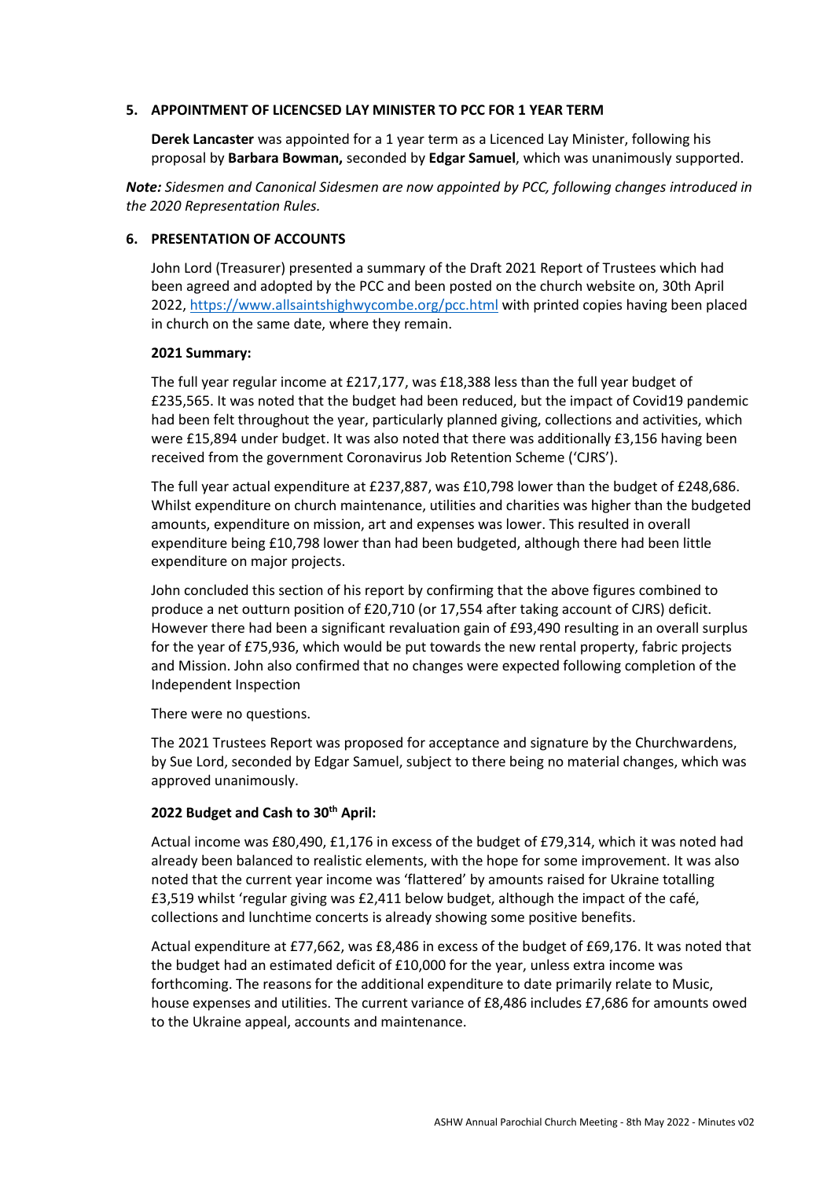## 5. APPOINTMENT OF LICENCSED LAY MINISTER TO PCC FOR 1 YEAR TERM

**Derek Lancaster** was appointed for a 1 year term as a Licenced Lay Minister, following his proposal by **Barbara Bowman,** seconded by **Edgar Samuel**, which was unanimously supported.

***Note:*** *Sidesmen and Canonical Sidesmen are now appointed by PCC, following changes introduced in the 2020 Representation Rules.*

## 6. PRESENTATION OF ACCOUNTS

John Lord (Treasurer) presented a summary of the Draft 2021 Report of Trustees which had been agreed and adopted by the PCC and been posted on the church website on, 30th April 2022, https://www.allsaintshighwycombe.org/pcc.html with printed copies having been placed in church on the same date, where they remain.

**2021 Summary:**

The full year regular income at £217,177, was £18,388 less than the full year budget of £235,565. It was noted that the budget had been reduced, but the impact of Covid19 pandemic had been felt throughout the year, particularly planned giving, collections and activities, which were £15,894 under budget. It was also noted that there was additionally £3,156 having been received from the government Coronavirus Job Retention Scheme ('CJRS').

The full year actual expenditure at £237,887, was £10,798 lower than the budget of £248,686. Whilst expenditure on church maintenance, utilities and charities was higher than the budgeted amounts, expenditure on mission, art and expenses was lower. This resulted in overall expenditure being £10,798 lower than had been budgeted, although there had been little expenditure on major projects.

John concluded this section of his report by confirming that the above figures combined to produce a net outturn position of £20,710 (or 17,554 after taking account of CJRS) deficit. However there had been a significant revaluation gain of £93,490 resulting in an overall surplus for the year of £75,936, which would be put towards the new rental property, fabric projects and Mission. John also confirmed that no changes were expected following completion of the Independent Inspection

There were no questions.

The 2021 Trustees Report was proposed for acceptance and signature by the Churchwardens, by Sue Lord, seconded by Edgar Samuel, subject to there being no material changes, which was approved unanimously.

**2022 Budget and Cash to 30th April:**

Actual income was £80,490, £1,176 in excess of the budget of £79,314, which it was noted had already been balanced to realistic elements, with the hope for some improvement. It was also noted that the current year income was 'flattered' by amounts raised for Ukraine totalling £3,519 whilst 'regular giving was £2,411 below budget, although the impact of the café, collections and lunchtime concerts is already showing some positive benefits.

Actual expenditure at £77,662, was £8,486 in excess of the budget of £69,176. It was noted that the budget had an estimated deficit of £10,000 for the year, unless extra income was forthcoming. The reasons for the additional expenditure to date primarily relate to Music, house expenses and utilities. The current variance of £8,486 includes £7,686 for amounts owed to the Ukraine appeal, accounts and maintenance.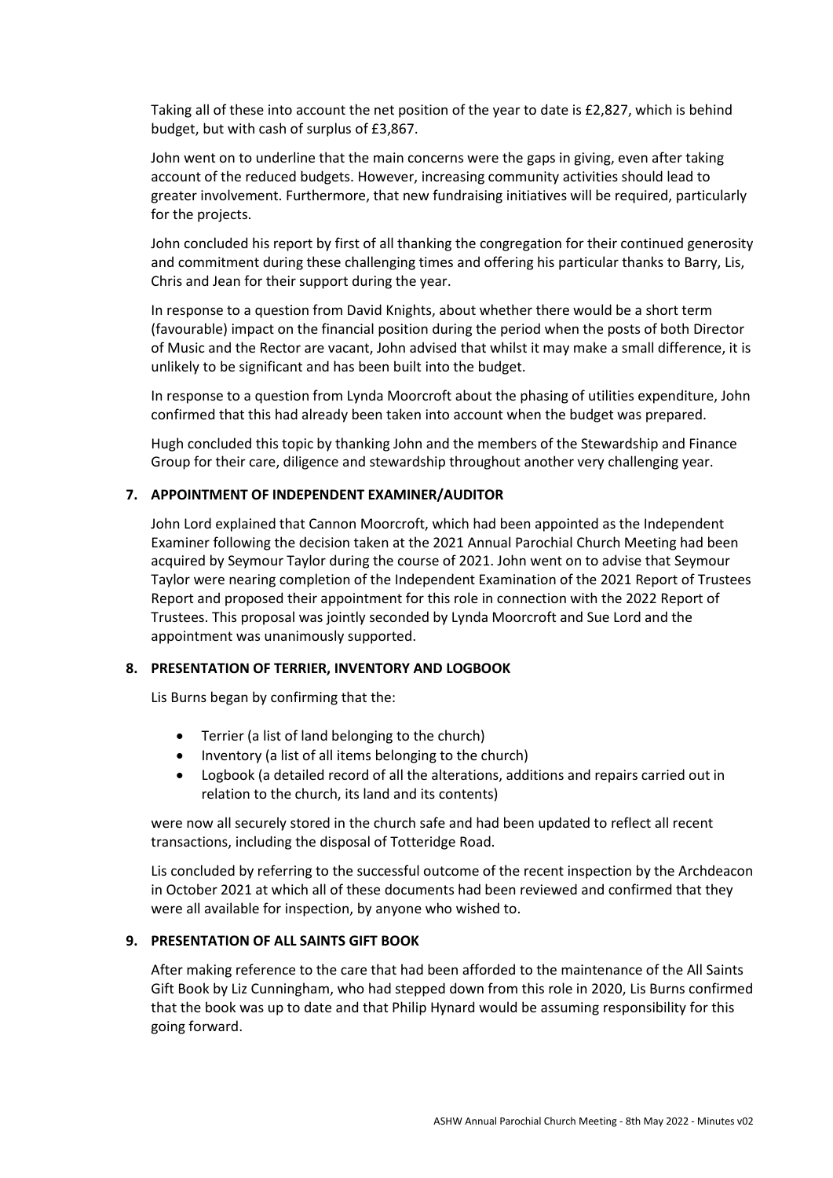Taking all of these into account the net position of the year to date is £2,827, which is behind budget, but with cash of surplus of £3,867.

John went on to underline that the main concerns were the gaps in giving, even after taking account of the reduced budgets. However, increasing community activities should lead to greater involvement. Furthermore, that new fundraising initiatives will be required, particularly for the projects.

John concluded his report by first of all thanking the congregation for their continued generosity and commitment during these challenging times and offering his particular thanks to Barry, Lis, Chris and Jean for their support during the year.

In response to a question from David Knights, about whether there would be a short term (favourable) impact on the financial position during the period when the posts of both Director of Music and the Rector are vacant, John advised that whilst it may make a small difference, it is unlikely to be significant and has been built into the budget.

In response to a question from Lynda Moorcroft about the phasing of utilities expenditure, John confirmed that this had already been taken into account when the budget was prepared.

Hugh concluded this topic by thanking John and the members of the Stewardship and Finance Group for their care, diligence and stewardship throughout another very challenging year.

**7. APPOINTMENT OF INDEPENDENT EXAMINER/AUDITOR**

John Lord explained that Cannon Moorcroft, which had been appointed as the Independent Examiner following the decision taken at the 2021 Annual Parochial Church Meeting had been acquired by Seymour Taylor during the course of 2021. John went on to advise that Seymour Taylor were nearing completion of the Independent Examination of the 2021 Report of Trustees Report and proposed their appointment for this role in connection with the 2022 Report of Trustees. This proposal was jointly seconded by Lynda Moorcroft and Sue Lord and the appointment was unanimously supported.

**8. PRESENTATION OF TERRIER, INVENTORY AND LOGBOOK**

Lis Burns began by confirming that the:

- Terrier (a list of land belonging to the church)
- Inventory (a list of all items belonging to the church)
- Logbook (a detailed record of all the alterations, additions and repairs carried out in relation to the church, its land and its contents)

were now all securely stored in the church safe and had been updated to reflect all recent transactions, including the disposal of Totteridge Road.

Lis concluded by referring to the successful outcome of the recent inspection by the Archdeacon in October 2021 at which all of these documents had been reviewed and confirmed that they were all available for inspection, by anyone who wished to.

**9. PRESENTATION OF ALL SAINTS GIFT BOOK**

After making reference to the care that had been afforded to the maintenance of the All Saints Gift Book by Liz Cunningham, who had stepped down from this role in 2020, Lis Burns confirmed that the book was up to date and that Philip Hynard would be assuming responsibility for this going forward.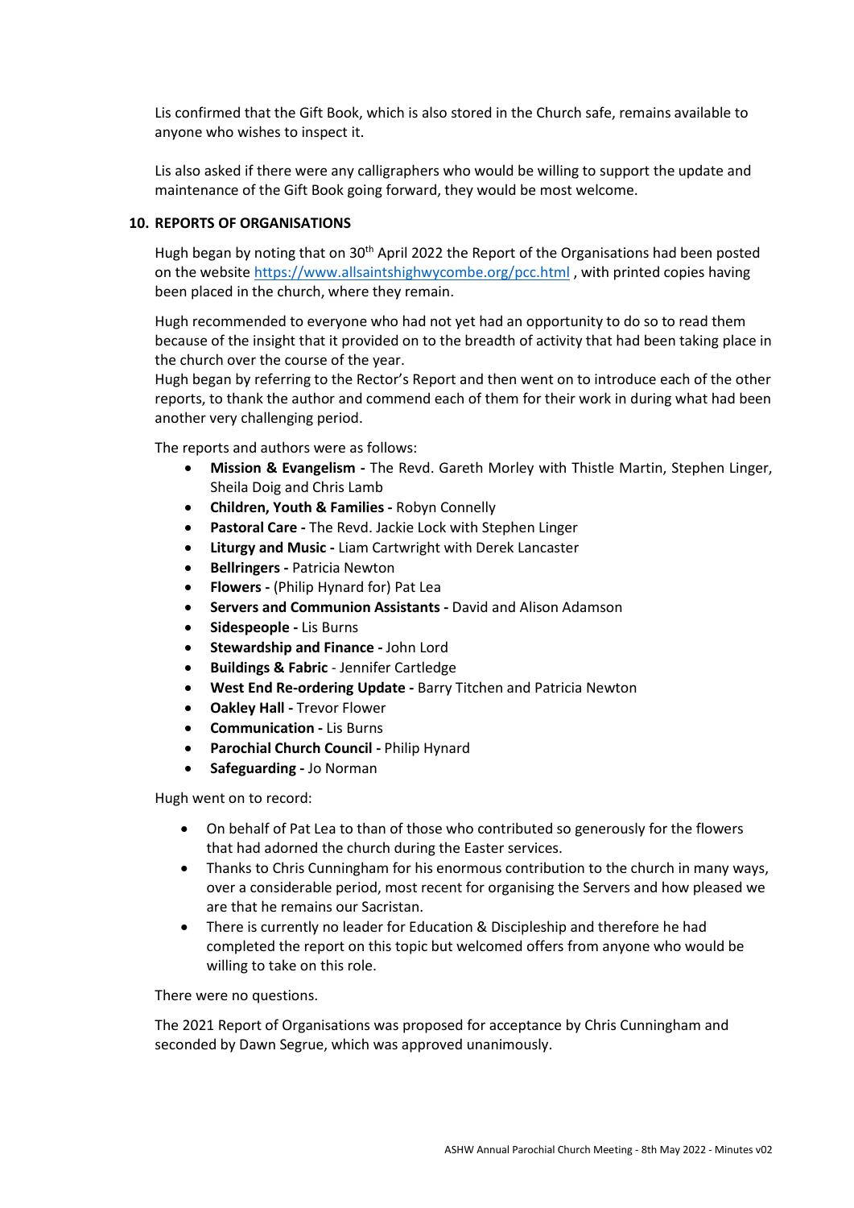Lis confirmed that the Gift Book, which is also stored in the Church safe, remains available to anyone who wishes to inspect it.

Lis also asked if there were any calligraphers who would be willing to support the update and maintenance of the Gift Book going forward, they would be most welcome.

**10. REPORTS OF ORGANISATIONS**

Hugh began by noting that on 30th April 2022 the Report of the Organisations had been posted on the website https://www.allsaintshighwycombe.org/pcc.html , with printed copies having been placed in the church, where they remain.

Hugh recommended to everyone who had not yet had an opportunity to do so to read them because of the insight that it provided on to the breadth of activity that had been taking place in the church over the course of the year.

Hugh began by referring to the Rector's Report and then went on to introduce each of the other reports, to thank the author and commend each of them for their work in during what had been another very challenging period.

The reports and authors were as follows:

- **Mission & Evangelism -** The Revd. Gareth Morley with Thistle Martin, Stephen Linger, Sheila Doig and Chris Lamb
- **Children, Youth & Families -** Robyn Connelly
- **Pastoral Care -** The Revd. Jackie Lock with Stephen Linger
- **Liturgy and Music -** Liam Cartwright with Derek Lancaster
- **Bellringers -** Patricia Newton
- **Flowers -** (Philip Hynard for) Pat Lea
- **Servers and Communion Assistants -** David and Alison Adamson
- **Sidespeople -** Lis Burns
- **Stewardship and Finance -** John Lord
- **Buildings & Fabric** - Jennifer Cartledge
- **West End Re-ordering Update -** Barry Titchen and Patricia Newton
- **Oakley Hall -** Trevor Flower
- **Communication -** Lis Burns
- **Parochial Church Council -** Philip Hynard
- **Safeguarding -** Jo Norman

Hugh went on to record:

- On behalf of Pat Lea to than of those who contributed so generously for the flowers that had adorned the church during the Easter services.
- Thanks to Chris Cunningham for his enormous contribution to the church in many ways, over a considerable period, most recent for organising the Servers and how pleased we are that he remains our Sacristan.
- There is currently no leader for Education & Discipleship and therefore he had completed the report on this topic but welcomed offers from anyone who would be willing to take on this role.

There were no questions.

The 2021 Report of Organisations was proposed for acceptance by Chris Cunningham and seconded by Dawn Segrue, which was approved unanimously.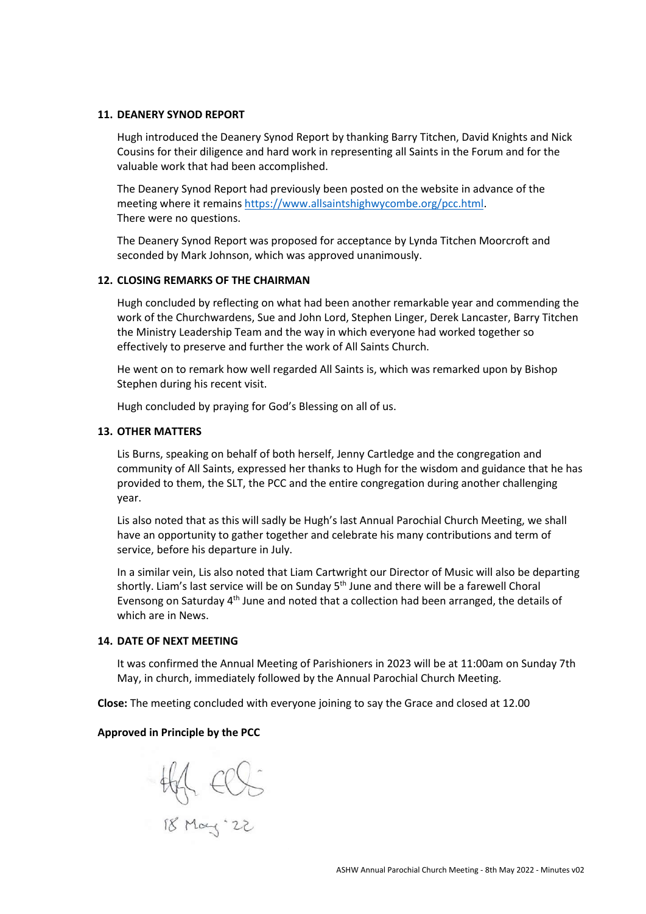**11. DEANERY SYNOD REPORT**

Hugh introduced the Deanery Synod Report by thanking Barry Titchen, David Knights and Nick Cousins for their diligence and hard work in representing all Saints in the Forum and for the valuable work that had been accomplished.

The Deanery Synod Report had previously been posted on the website in advance of the meeting where it remains https://www.allsaintshighwycombe.org/pcc.html.
There were no questions.

The Deanery Synod Report was proposed for acceptance by Lynda Titchen Moorcroft and seconded by Mark Johnson, which was approved unanimously.

**12. CLOSING REMARKS OF THE CHAIRMAN**

Hugh concluded by reflecting on what had been another remarkable year and commending the work of the Churchwardens, Sue and John Lord, Stephen Linger, Derek Lancaster, Barry Titchen the Ministry Leadership Team and the way in which everyone had worked together so effectively to preserve and further the work of All Saints Church.

He went on to remark how well regarded All Saints is, which was remarked upon by Bishop Stephen during his recent visit.

Hugh concluded by praying for God's Blessing on all of us.

**13. OTHER MATTERS**

Lis Burns, speaking on behalf of both herself, Jenny Cartledge and the congregation and community of All Saints, expressed her thanks to Hugh for the wisdom and guidance that he has provided to them, the SLT, the PCC and the entire congregation during another challenging year.

Lis also noted that as this will sadly be Hugh's last Annual Parochial Church Meeting, we shall have an opportunity to gather together and celebrate his many contributions and term of service, before his departure in July.

In a similar vein, Lis also noted that Liam Cartwright our Director of Music will also be departing shortly. Liam's last service will be on Sunday 5th June and there will be a farewell Choral Evensong on Saturday 4th June and noted that a collection had been arranged, the details of which are in News.

**14. DATE OF NEXT MEETING**

It was confirmed the Annual Meeting of Parishioners in 2023 will be at 11:00am on Sunday 7th May, in church, immediately followed by the Annual Parochial Church Meeting.

**Close:** The meeting concluded with everyone joining to say the Grace and closed at 12.00

**Approved in Principle by the PCC**

18 May '22